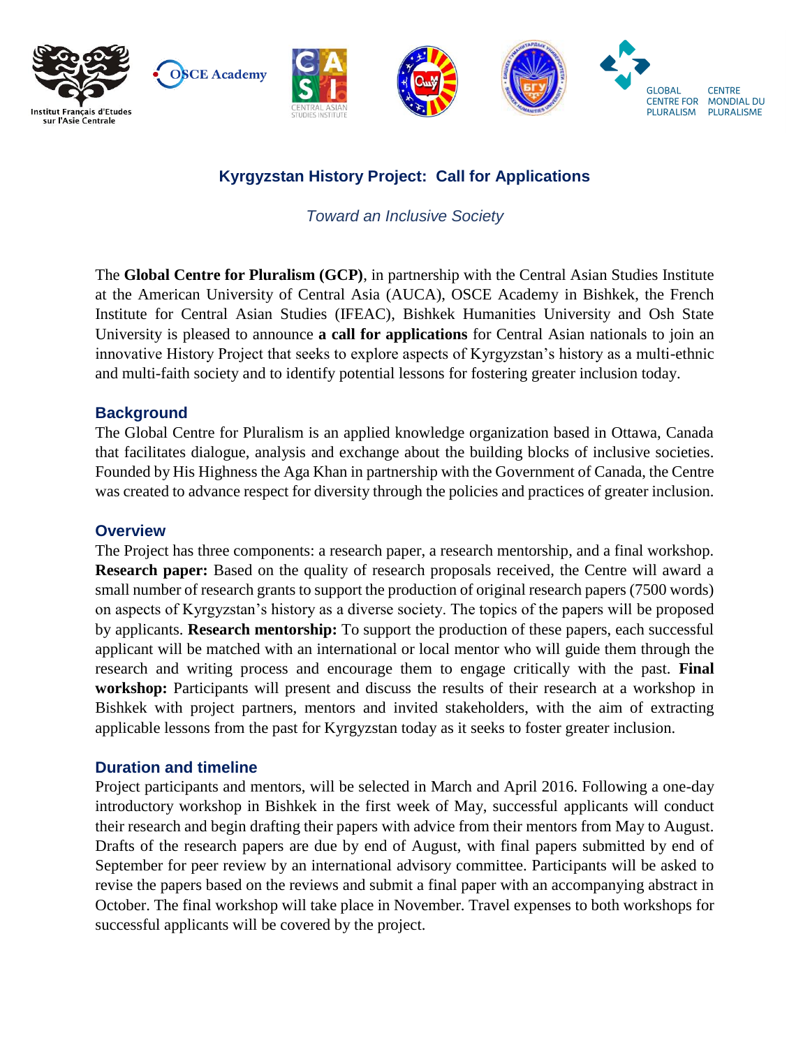# Kyrgyzstan History Project: Call for Applications

*Toward an Inclusive Society*

The **Global Centre for Pluralism (GCP)**, in partnership with the Central Asian Studies Institute at the American University of Central Asia (AUCA), OSCE Academy in Bishkek, the French Institute for Central Asian Studies (IFEAC), Bishkek Humanities University and Osh State University is pleased to announce **a call for applications** for Central Asian nationals to join an innovative History Project that seeks to explore aspects of Kyrgyzstan's history as a multi-ethnic and multi-faith society and to identify potential lessons for fostering greater inclusion today.

## Background

The Global Centre for Pluralism is an applied knowledge organization based in Ottawa, Canada that facilitates dialogue, analysis and exchange about the building blocks of inclusive societies. Founded by His Highness the Aga Khan in partnership with the Government of Canada, the Centre was created to advance respect for diversity through the policies and practices of greater inclusion.

## Overview

The Project has three components: a research paper, a research mentorship, and a final workshop. **Research paper:** Based on the quality of research proposals received, the Centre will award a small number of research grants to support the production of original research papers (7500 words) on aspects of Kyrgyzstan's history as a diverse society. The topics of the papers will be proposed by applicants. **Research mentorship:** To support the production of these papers, each successful applicant will be matched with an international or local mentor who will guide them through the research and writing process and encourage them to engage critically with the past. **Final workshop:** Participants will present and discuss the results of their research at a workshop in Bishkek with project partners, mentors and invited stakeholders, with the aim of extracting applicable lessons from the past for Kyrgyzstan today as it seeks to foster greater inclusion.

## Duration and timeline

Project participants and mentors, will be selected in March and April 2016. Following a one-day introductory workshop in Bishkek in the first week of May, successful applicants will conduct their research and begin drafting their papers with advice from their mentors from May to August. Drafts of the research papers are due by end of August, with final papers submitted by end of September for peer review by an international advisory committee. Participants will be asked to revise the papers based on the reviews and submit a final paper with an accompanying abstract in October. The final workshop will take place in November. Travel expenses to both workshops for successful applicants will be covered by the project.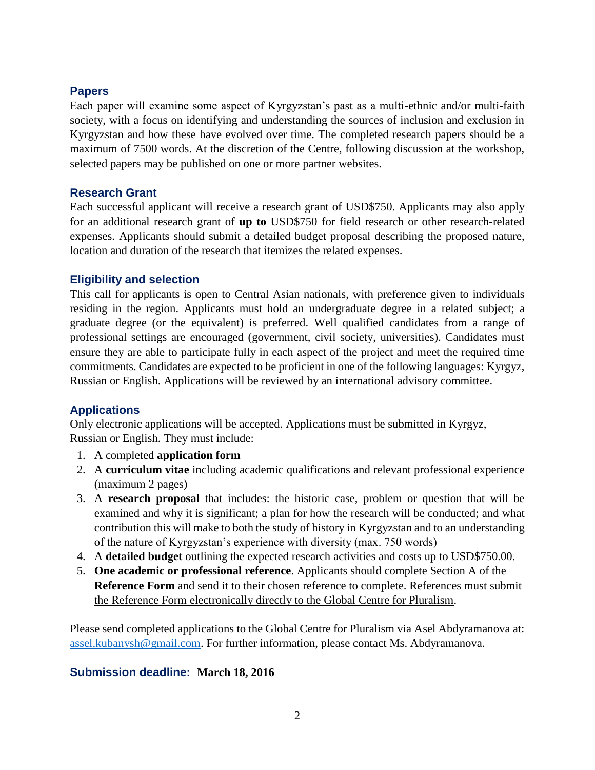## Papers

Each paper will examine some aspect of Kyrgyzstan's past as a multi-ethnic and/or multi-faith society, with a focus on identifying and understanding the sources of inclusion and exclusion in Kyrgyzstan and how these have evolved over time. The completed research papers should be a maximum of 7500 words. At the discretion of the Centre, following discussion at the workshop, selected papers may be published on one or more partner websites.

## Research Grant

Each successful applicant will receive a research grant of USD$750. Applicants may also apply for an additional research grant of **up to** USD$750 for field research or other research-related expenses. Applicants should submit a detailed budget proposal describing the proposed nature, location and duration of the research that itemizes the related expenses.

## Eligibility and selection

This call for applicants is open to Central Asian nationals, with preference given to individuals residing in the region. Applicants must hold an undergraduate degree in a related subject; a graduate degree (or the equivalent) is preferred. Well qualified candidates from a range of professional settings are encouraged (government, civil society, universities). Candidates must ensure they are able to participate fully in each aspect of the project and meet the required time commitments. Candidates are expected to be proficient in one of the following languages: Kyrgyz, Russian or English. Applications will be reviewed by an international advisory committee.

## Applications

Only electronic applications will be accepted. Applications must be submitted in Kyrgyz, Russian or English. They must include:

1. A completed **application form**
2. A **curriculum vitae** including academic qualifications and relevant professional experience (maximum 2 pages)
3. A **research proposal** that includes: the historic case, problem or question that will be examined and why it is significant; a plan for how the research will be conducted; and what contribution this will make to both the study of history in Kyrgyzstan and to an understanding of the nature of Kyrgyzstan's experience with diversity (max. 750 words)
4. A **detailed budget** outlining the expected research activities and costs up to USD$750.00.
5. **One academic or professional reference**. Applicants should complete Section A of the **Reference Form** and send it to their chosen reference to complete. References must submit the Reference Form electronically directly to the Global Centre for Pluralism.

Please send completed applications to the Global Centre for Pluralism via Asel Abdyramanova at: assel.kubanysh@gmail.com. For further information, please contact Ms. Abdyramanova.

## Submission deadline: **March 18, 2016**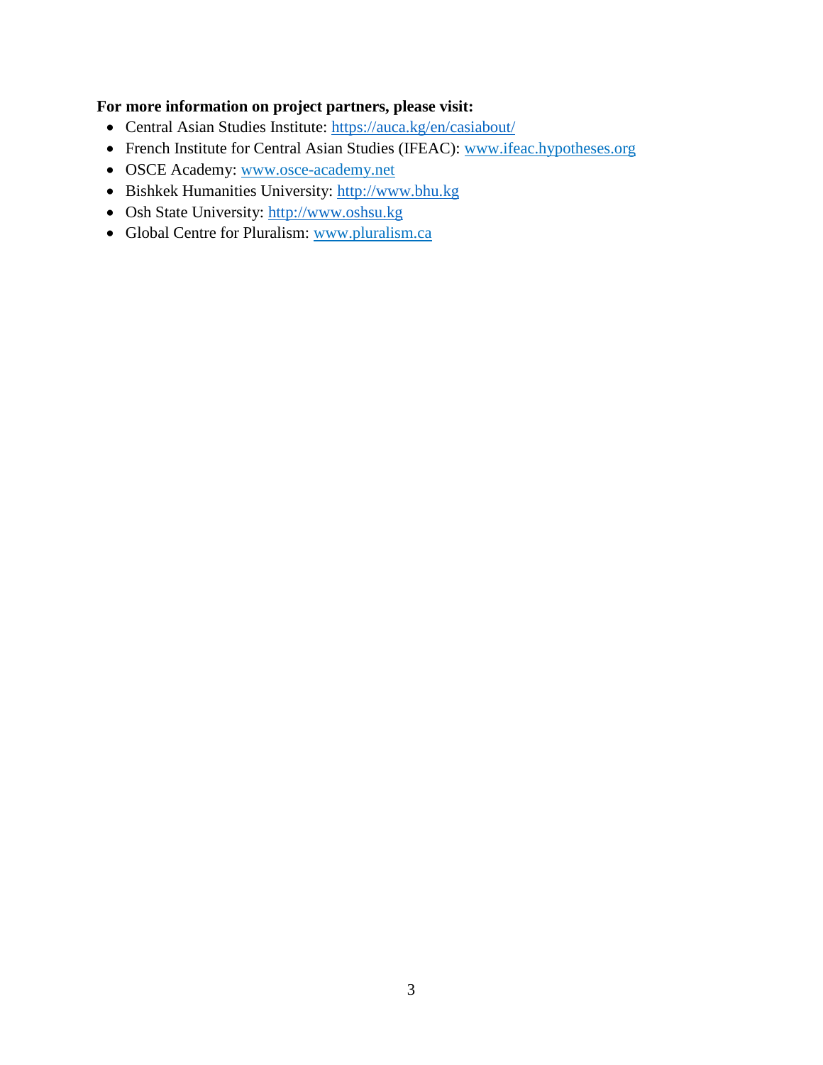**For more information on project partners, please visit:**

- Central Asian Studies Institute: https://auca.kg/en/casiabout/
- French Institute for Central Asian Studies (IFEAC): www.ifeac.hypotheses.org
- OSCE Academy: www.osce-academy.net
- Bishkek Humanities University: http://www.bhu.kg
- Osh State University: http://www.oshsu.kg
- Global Centre for Pluralism: www.pluralism.ca